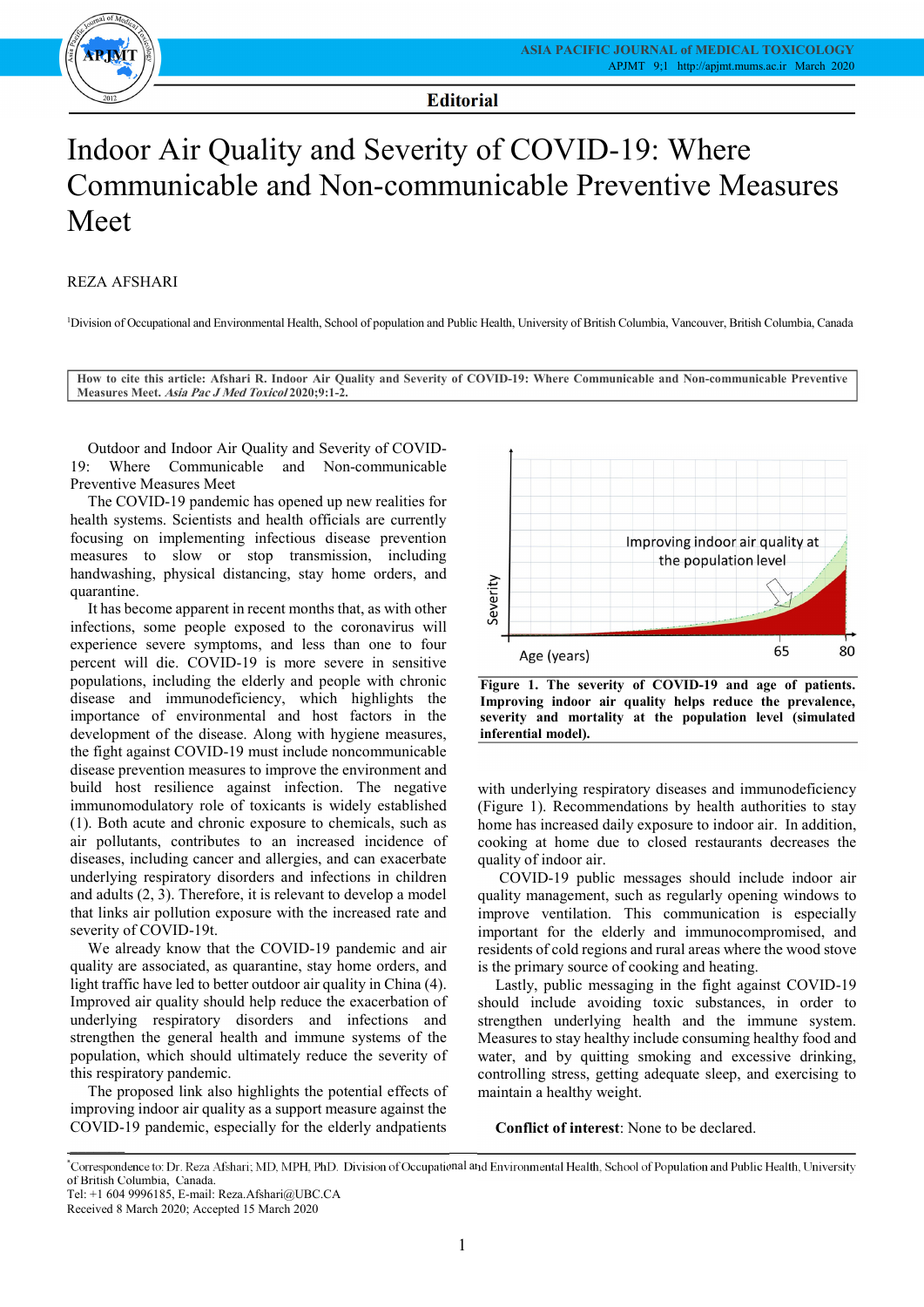**Editorial**

# Indoor Air Quality and Severity of COVID-19: Where Communicable and Non-communicable Preventive Measures Meet

REZA AFSHARI

[1]Division of Occupational and Environmental Health, School of population and Public Health, University of British Columbia, Vancouver, British Columbia, Canada

**How to cite this article: Afshari R. Indoor Air Quality and Severity of COVID-19: Where Communicable and Non-communicable Preventive Measures Meet.** ***Asia Pac J Med Toxicol*** **2020;9:1-2.**

Outdoor and Indoor Air Quality and Severity of COVID-19: Where Communicable and Non-communicable Preventive Measures Meet

The COVID-19 pandemic has opened up new realities for health systems. Scientists and health officials are currently focusing on implementing infectious disease prevention measures to slow or stop transmission, including handwashing, physical distancing, stay home orders, and quarantine.

It has become apparent in recent months that, as with other infections, some people exposed to the coronavirus will experience severe symptoms, and less than one to four percent will die. COVID-19 is more severe in sensitive populations, including the elderly and people with chronic disease and immunodeficiency, which highlights the importance of environmental and host factors in the development of the disease. Along with hygiene measures, the fight against COVID-19 must include noncommunicable disease prevention measures to improve the environment and build host resilience against infection. The negative immunomodulatory role of toxicants is widely established (1). Both acute and chronic exposure to chemicals, such as air pollutants, contributes to an increased incidence of diseases, including cancer and allergies, and can exacerbate underlying respiratory disorders and infections in children and adults (2, 3). Therefore, it is relevant to develop a model that links air pollution exposure with the increased rate and severity of COVID-19t.

We already know that the COVID-19 pandemic and air quality are associated, as quarantine, stay home orders, and light traffic have led to better outdoor air quality in China (4). Improved air quality should help reduce the exacerbation of underlying respiratory disorders and infections and strengthen the general health and immune systems of the population, which should ultimately reduce the severity of this respiratory pandemic.

The proposed link also highlights the potential effects of improving indoor air quality as a support measure against the COVID-19 pandemic, especially for the elderly andpatients with underlying respiratory diseases and immunodeficiency (Figure 1). Recommendations by health authorities to stay home has increased daily exposure to indoor air. In addition, cooking at home due to closed restaurants decreases the quality of indoor air.

**Figure 1. The severity of COVID-19 and age of patients. Improving indoor air quality helps reduce the prevalence, severity and mortality at the population level (simulated inferential model).**

COVID-19 public messages should include indoor air quality management, such as regularly opening windows to improve ventilation. This communication is especially important for the elderly and immunocompromised, and residents of cold regions and rural areas where the wood stove is the primary source of cooking and heating.

Lastly, public messaging in the fight against COVID-19 should include avoiding toxic substances, in order to strengthen underlying health and the immune system. Measures to stay healthy include consuming healthy food and water, and by quitting smoking and excessive drinking, controlling stress, getting adequate sleep, and exercising to maintain a healthy weight.

**Conflict of interest**: None to be declared.

---

*Correspondence to: Dr. Reza Afshari; MD, MPH, PhD. Division of Occupational and Environmental Health, School of Population and Public Health, University of British Columbia, Canada.
Tel: +1 604 9996185, E-mail: Reza.Afshari@UBC.CA
Received 8 March 2020; Accepted 15 March 2020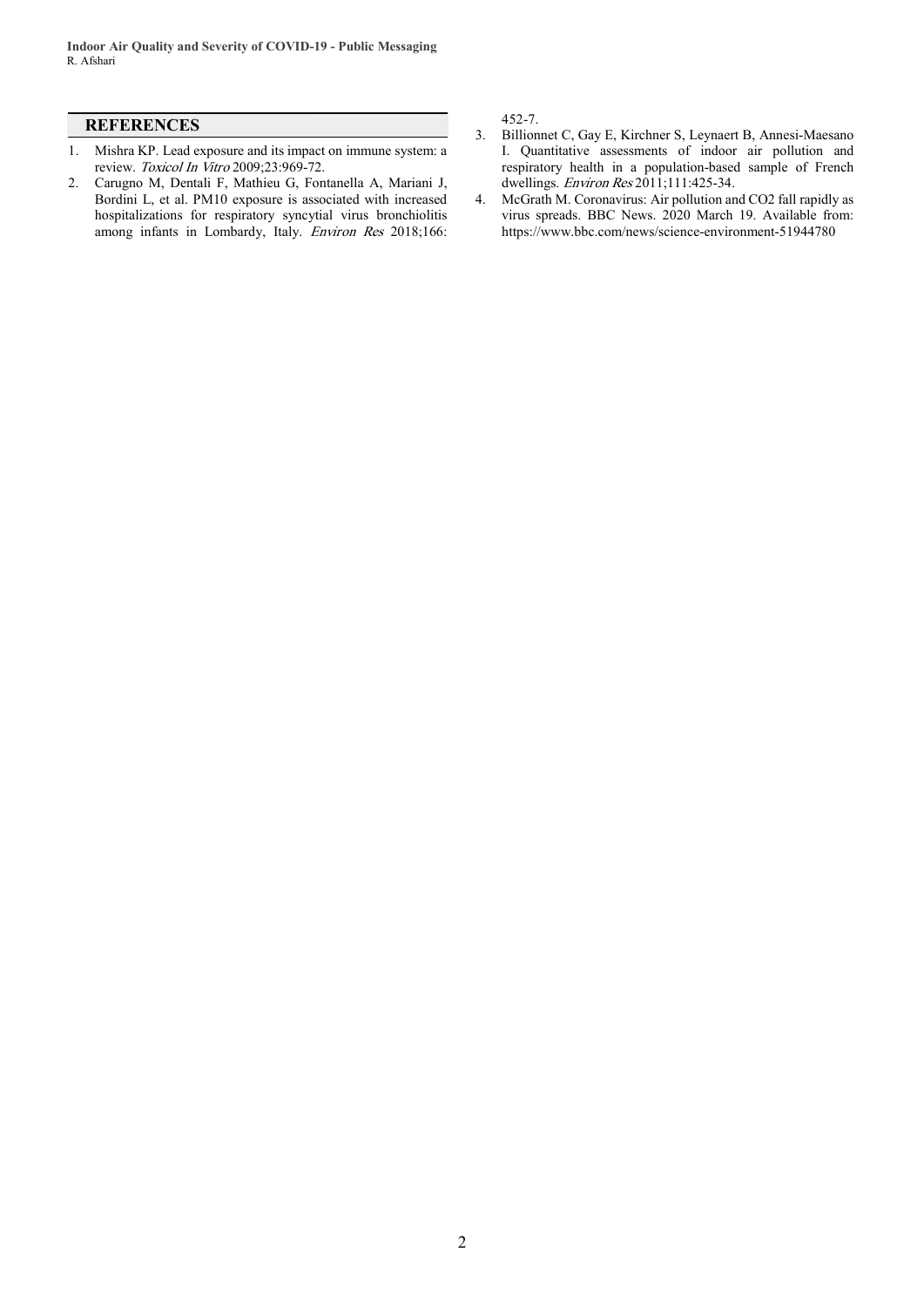## REFERENCES

1. Mishra KP. Lead exposure and its impact on immune system: a review. *Toxicol In Vitro* 2009;23:969-72.
2. Carugno M, Dentali F, Mathieu G, Fontanella A, Mariani J, Bordini L, et al. PM10 exposure is associated with increased hospitalizations for respiratory syncytial virus bronchiolitis among infants in Lombardy, Italy. *Environ Res* 2018;166: 452-7.
3. Billionnet C, Gay E, Kirchner S, Leynaert B, Annesi-Maesano I. Quantitative assessments of indoor air pollution and respiratory health in a population-based sample of French dwellings. *Environ Res* 2011;111:425-34.
4. McGrath M. Coronavirus: Air pollution and CO2 fall rapidly as virus spreads. BBC News. 2020 March 19. Available from: https://www.bbc.com/news/science-environment-51944780